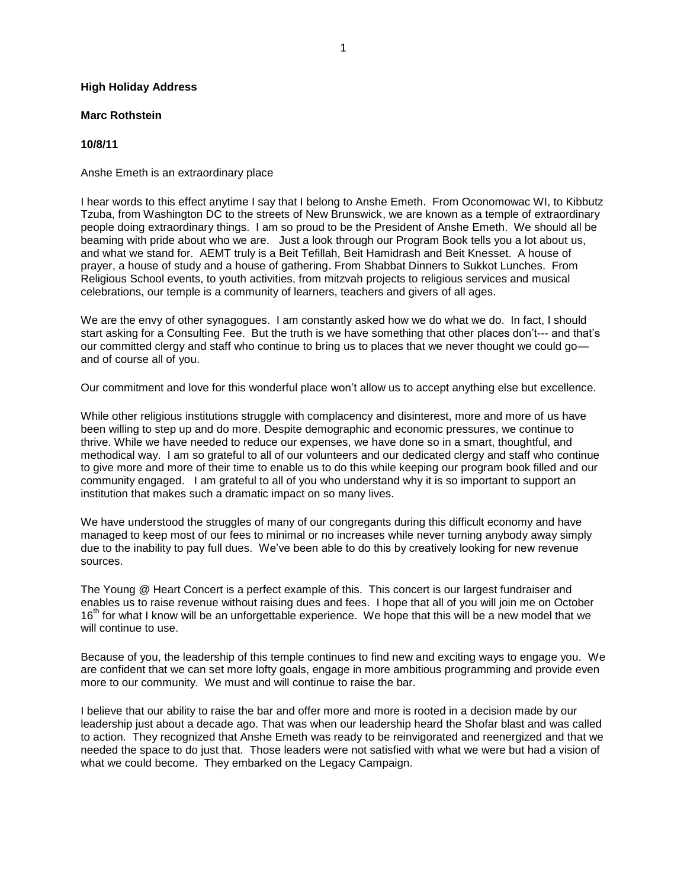**High Holiday Address**

**Marc Rothstein**

**10/8/11**

Anshe Emeth is an extraordinary place

I hear words to this effect anytime I say that I belong to Anshe Emeth. From Oconomowac WI, to Kibbutz Tzuba, from Washington DC to the streets of New Brunswick, we are known as a temple of extraordinary people doing extraordinary things. I am so proud to be the President of Anshe Emeth. We should all be beaming with pride about who we are. Just a look through our Program Book tells you a lot about us, and what we stand for. AEMT truly is a Beit Tefillah, Beit Hamidrash and Beit Knesset. A house of prayer, a house of study and a house of gathering. From Shabbat Dinners to Sukkot Lunches. From Religious School events, to youth activities, from mitzvah projects to religious services and musical celebrations, our temple is a community of learners, teachers and givers of all ages.

We are the envy of other synagogues. I am constantly asked how we do what we do. In fact, I should start asking for a Consulting Fee. But the truth is we have something that other places don't--- and that's our committed clergy and staff who continue to bring us to places that we never thought we could go— and of course all of you.

Our commitment and love for this wonderful place won't allow us to accept anything else but excellence.

While other religious institutions struggle with complacency and disinterest, more and more of us have been willing to step up and do more. Despite demographic and economic pressures, we continue to thrive. While we have needed to reduce our expenses, we have done so in a smart, thoughtful, and methodical way. I am so grateful to all of our volunteers and our dedicated clergy and staff who continue to give more and more of their time to enable us to do this while keeping our program book filled and our community engaged. I am grateful to all of you who understand why it is so important to support an institution that makes such a dramatic impact on so many lives.

We have understood the struggles of many of our congregants during this difficult economy and have managed to keep most of our fees to minimal or no increases while never turning anybody away simply due to the inability to pay full dues. We've been able to do this by creatively looking for new revenue sources.

The Young @ Heart Concert is a perfect example of this. This concert is our largest fundraiser and enables us to raise revenue without raising dues and fees. I hope that all of you will join me on October 16th for what I know will be an unforgettable experience. We hope that this will be a new model that we will continue to use.

Because of you, the leadership of this temple continues to find new and exciting ways to engage you. We are confident that we can set more lofty goals, engage in more ambitious programming and provide even more to our community. We must and will continue to raise the bar.

I believe that our ability to raise the bar and offer more and more is rooted in a decision made by our leadership just about a decade ago. That was when our leadership heard the Shofar blast and was called to action. They recognized that Anshe Emeth was ready to be reinvigorated and reenergized and that we needed the space to do just that. Those leaders were not satisfied with what we were but had a vision of what we could become. They embarked on the Legacy Campaign.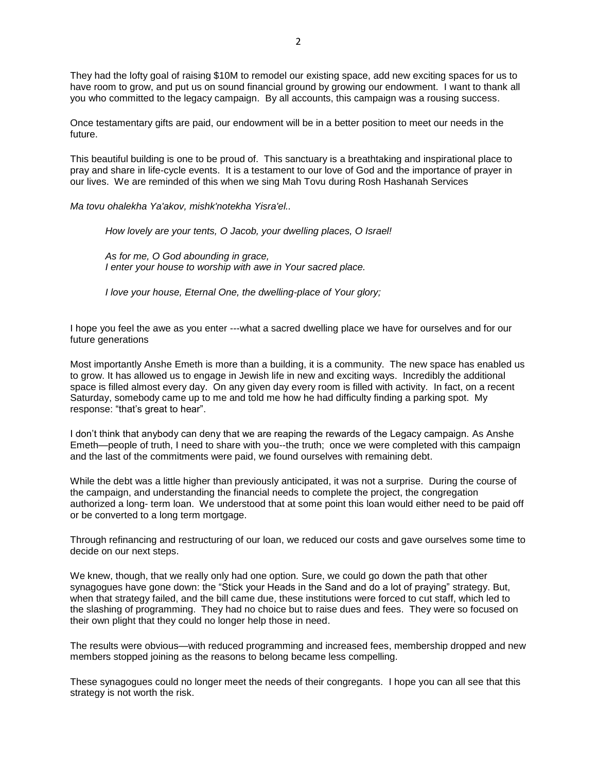They had the lofty goal of raising $10M to remodel our existing space, add new exciting spaces for us to have room to grow, and put us on sound financial ground by growing our endowment. I want to thank all you who committed to the legacy campaign. By all accounts, this campaign was a rousing success.

Once testamentary gifts are paid, our endowment will be in a better position to meet our needs in the future.

This beautiful building is one to be proud of. This sanctuary is a breathtaking and inspirational place to pray and share in life-cycle events. It is a testament to our love of God and the importance of prayer in our lives. We are reminded of this when we sing Mah Tovu during Rosh Hashanah Services

*Ma tovu ohalekha Ya'akov, mishk'notekha Yisra'el..*

> *How lovely are your tents, O Jacob, your dwelling places, O Israel!*
>
> *As for me, O God abounding in grace,*
> *I enter your house to worship with awe in Your sacred place.*
>
> *I love your house, Eternal One, the dwelling-place of Your glory;*

I hope you feel the awe as you enter ---what a sacred dwelling place we have for ourselves and for our future generations

Most importantly Anshe Emeth is more than a building, it is a community. The new space has enabled us to grow. It has allowed us to engage in Jewish life in new and exciting ways. Incredibly the additional space is filled almost every day. On any given day every room is filled with activity. In fact, on a recent Saturday, somebody came up to me and told me how he had difficulty finding a parking spot. My response: "that's great to hear".

I don't think that anybody can deny that we are reaping the rewards of the Legacy campaign. As Anshe Emeth—people of truth, I need to share with you--the truth; once we were completed with this campaign and the last of the commitments were paid, we found ourselves with remaining debt.

While the debt was a little higher than previously anticipated, it was not a surprise. During the course of the campaign, and understanding the financial needs to complete the project, the congregation authorized a long- term loan. We understood that at some point this loan would either need to be paid off or be converted to a long term mortgage.

Through refinancing and restructuring of our loan, we reduced our costs and gave ourselves some time to decide on our next steps.

We knew, though, that we really only had one option. Sure, we could go down the path that other synagogues have gone down: the "Stick your Heads in the Sand and do a lot of praying" strategy. But, when that strategy failed, and the bill came due, these institutions were forced to cut staff, which led to the slashing of programming. They had no choice but to raise dues and fees. They were so focused on their own plight that they could no longer help those in need.

The results were obvious—with reduced programming and increased fees, membership dropped and new members stopped joining as the reasons to belong became less compelling.

These synagogues could no longer meet the needs of their congregants. I hope you can all see that this strategy is not worth the risk.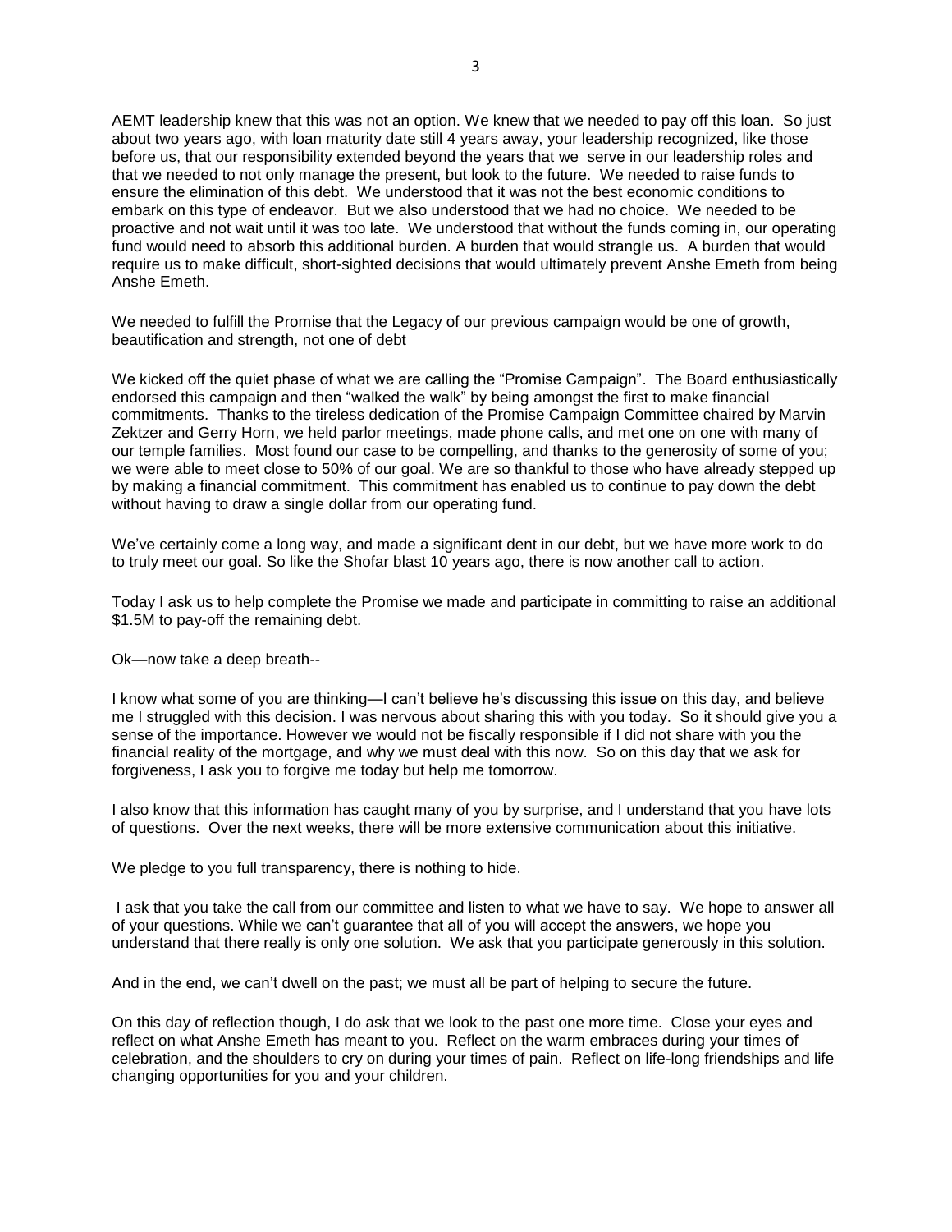AEMT leadership knew that this was not an option. We knew that we needed to pay off this loan. So just about two years ago, with loan maturity date still 4 years away, your leadership recognized, like those before us, that our responsibility extended beyond the years that we serve in our leadership roles and that we needed to not only manage the present, but look to the future. We needed to raise funds to ensure the elimination of this debt. We understood that it was not the best economic conditions to embark on this type of endeavor. But we also understood that we had no choice. We needed to be proactive and not wait until it was too late. We understood that without the funds coming in, our operating fund would need to absorb this additional burden. A burden that would strangle us. A burden that would require us to make difficult, short-sighted decisions that would ultimately prevent Anshe Emeth from being Anshe Emeth.

We needed to fulfill the Promise that the Legacy of our previous campaign would be one of growth, beautification and strength, not one of debt

We kicked off the quiet phase of what we are calling the "Promise Campaign". The Board enthusiastically endorsed this campaign and then "walked the walk" by being amongst the first to make financial commitments. Thanks to the tireless dedication of the Promise Campaign Committee chaired by Marvin Zektzer and Gerry Horn, we held parlor meetings, made phone calls, and met one on one with many of our temple families. Most found our case to be compelling, and thanks to the generosity of some of you; we were able to meet close to 50% of our goal. We are so thankful to those who have already stepped up by making a financial commitment. This commitment has enabled us to continue to pay down the debt without having to draw a single dollar from our operating fund.

We've certainly come a long way, and made a significant dent in our debt, but we have more work to do to truly meet our goal. So like the Shofar blast 10 years ago, there is now another call to action.

Today I ask us to help complete the Promise we made and participate in committing to raise an additional $1.5M to pay-off the remaining debt.

Ok—now take a deep breath--

I know what some of you are thinking—I can't believe he's discussing this issue on this day, and believe me I struggled with this decision. I was nervous about sharing this with you today. So it should give you a sense of the importance. However we would not be fiscally responsible if I did not share with you the financial reality of the mortgage, and why we must deal with this now. So on this day that we ask for forgiveness, I ask you to forgive me today but help me tomorrow.

I also know that this information has caught many of you by surprise, and I understand that you have lots of questions. Over the next weeks, there will be more extensive communication about this initiative.

We pledge to you full transparency, there is nothing to hide.

I ask that you take the call from our committee and listen to what we have to say. We hope to answer all of your questions. While we can't guarantee that all of you will accept the answers, we hope you understand that there really is only one solution. We ask that you participate generously in this solution.

And in the end, we can't dwell on the past; we must all be part of helping to secure the future.

On this day of reflection though, I do ask that we look to the past one more time. Close your eyes and reflect on what Anshe Emeth has meant to you. Reflect on the warm embraces during your times of celebration, and the shoulders to cry on during your times of pain. Reflect on life-long friendships and life changing opportunities for you and your children.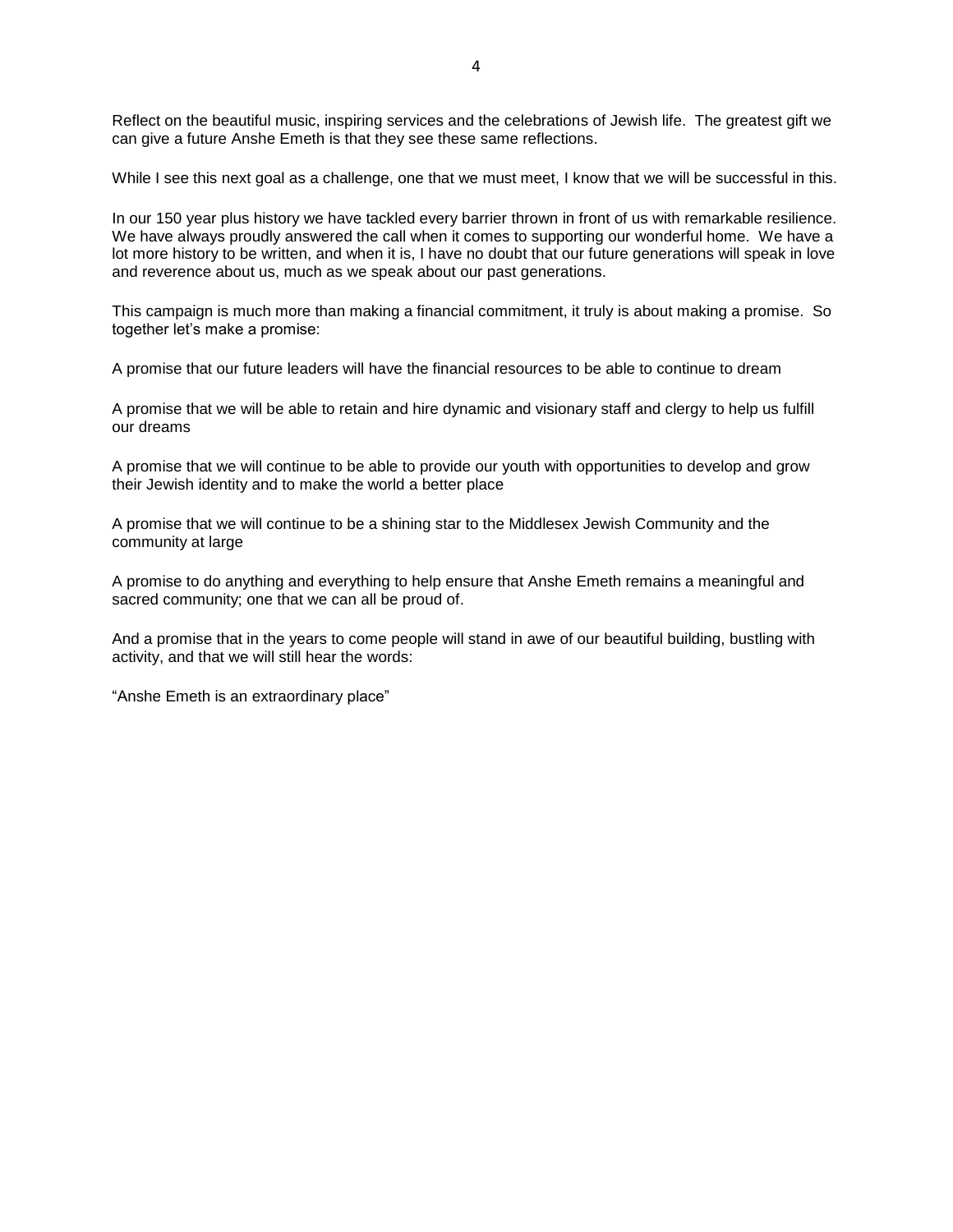Reflect on the beautiful music, inspiring services and the celebrations of Jewish life.  The greatest gift we can give a future Anshe Emeth is that they see these same reflections.

While I see this next goal as a challenge, one that we must meet, I know that we will be successful in this.

In our 150 year plus history we have tackled every barrier thrown in front of us with remarkable resilience.  We have always proudly answered the call when it comes to supporting our wonderful home.  We have a lot more history to be written, and when it is, I have no doubt that our future generations will speak in love and reverence about us, much as we speak about our past generations.

This campaign is much more than making a financial commitment, it truly is about making a promise.  So together let's make a promise:

A promise that our future leaders will have the financial resources to be able to continue to dream

A promise that we will be able to retain and hire dynamic and visionary staff and clergy to help us fulfill our dreams

A promise that we will continue to be able to provide our youth with opportunities to develop and grow their Jewish identity and to make the world a better place

A promise that we will continue to be a shining star to the Middlesex Jewish Community and the community at large

A promise to do anything and everything to help ensure that Anshe Emeth remains a meaningful and sacred community; one that we can all be proud of.

And a promise that in the years to come people will stand in awe of our beautiful building, bustling with activity, and that we will still hear the words:

"Anshe Emeth is an extraordinary place"